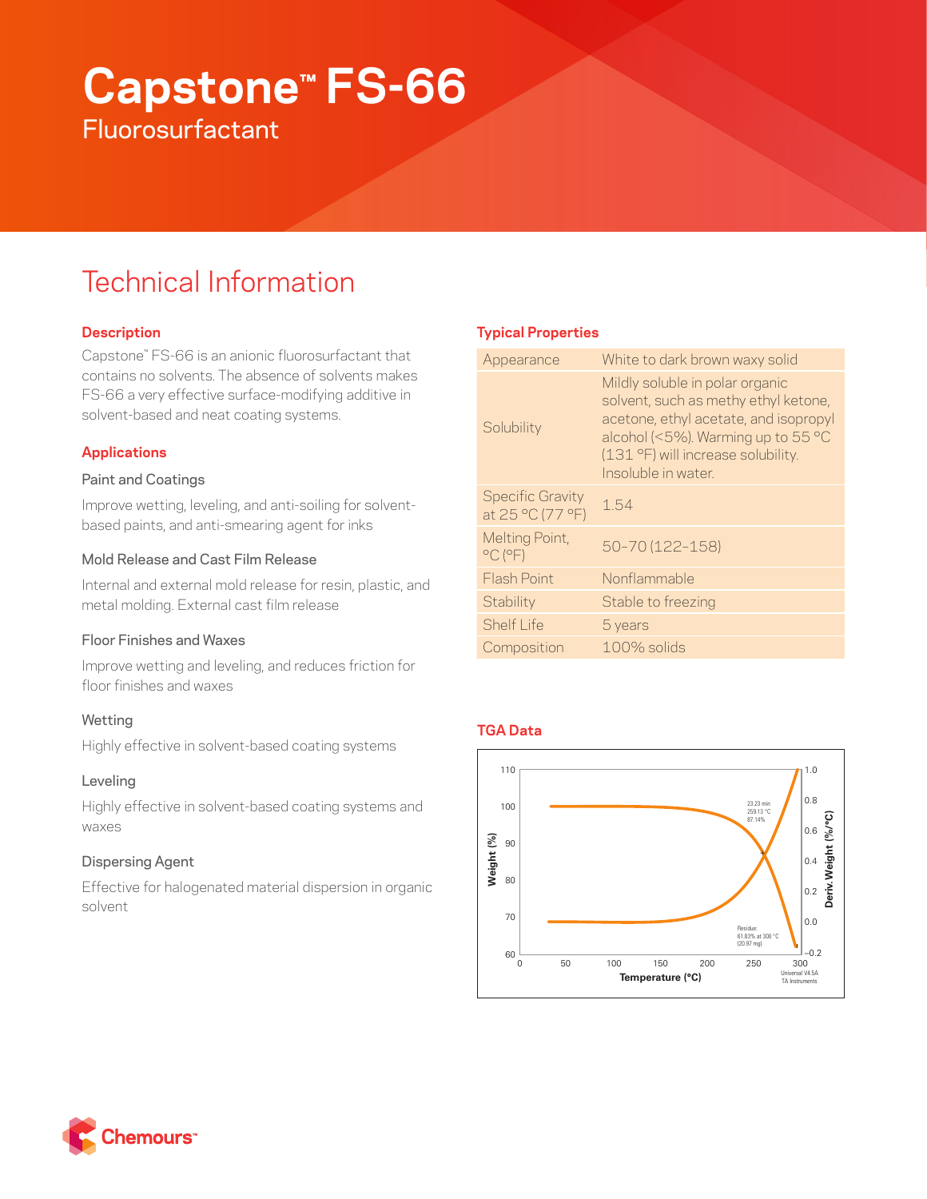# Capstone™ FS-66

Fluorosurfactant

## Technical Information

### Description

Capstone™ FS-66 is an anionic fluorosurfactant that contains no solvents. The absence of solvents makes FS-66 a very effective surface-modifying additive in solvent-based and neat coating systems.

### Applications

#### Paint and Coatings

Improve wetting, leveling, and anti-soiling for solvent-based paints, and anti-smearing agent for inks

#### Mold Release and Cast Film Release

Internal and external mold release for resin, plastic, and metal molding. External cast film release

#### Floor Finishes and Waxes

Improve wetting and leveling, and reduces friction for floor finishes and waxes

#### Wetting

Highly effective in solvent-based coating systems

#### Leveling

Highly effective in solvent-based coating systems and waxes

#### Dispersing Agent

Effective for halogenated material dispersion in organic solvent

### Typical Properties

| Property | Value |
|---|---|
| Appearance | White to dark brown waxy solid |
| Solubility | Mildly soluble in polar organic solvent, such as methy ethyl ketone, acetone, ethyl acetate, and isopropyl alcohol (<5%). Warming up to 55 °C (131 °F) will increase solubility. Insoluble in water. |
| Specific Gravity at 25 °C (77 °F) | 1.54 |
| Melting Point, °C (°F) | 50–70 (122–158) |
| Flash Point | Nonflammable |
| Stability | Stable to freezing |
| Shelf Life | 5 years |
| Composition | 100% solids |

### TGA Data

Weight (%) vs. Temperature (°C); Deriv. Weight (%/°C)

23.23 min
259.13 °C
87.14%

Residue:
61.83% at 300 °C
(20.97 mg)

Universal V4.5A TA Instruments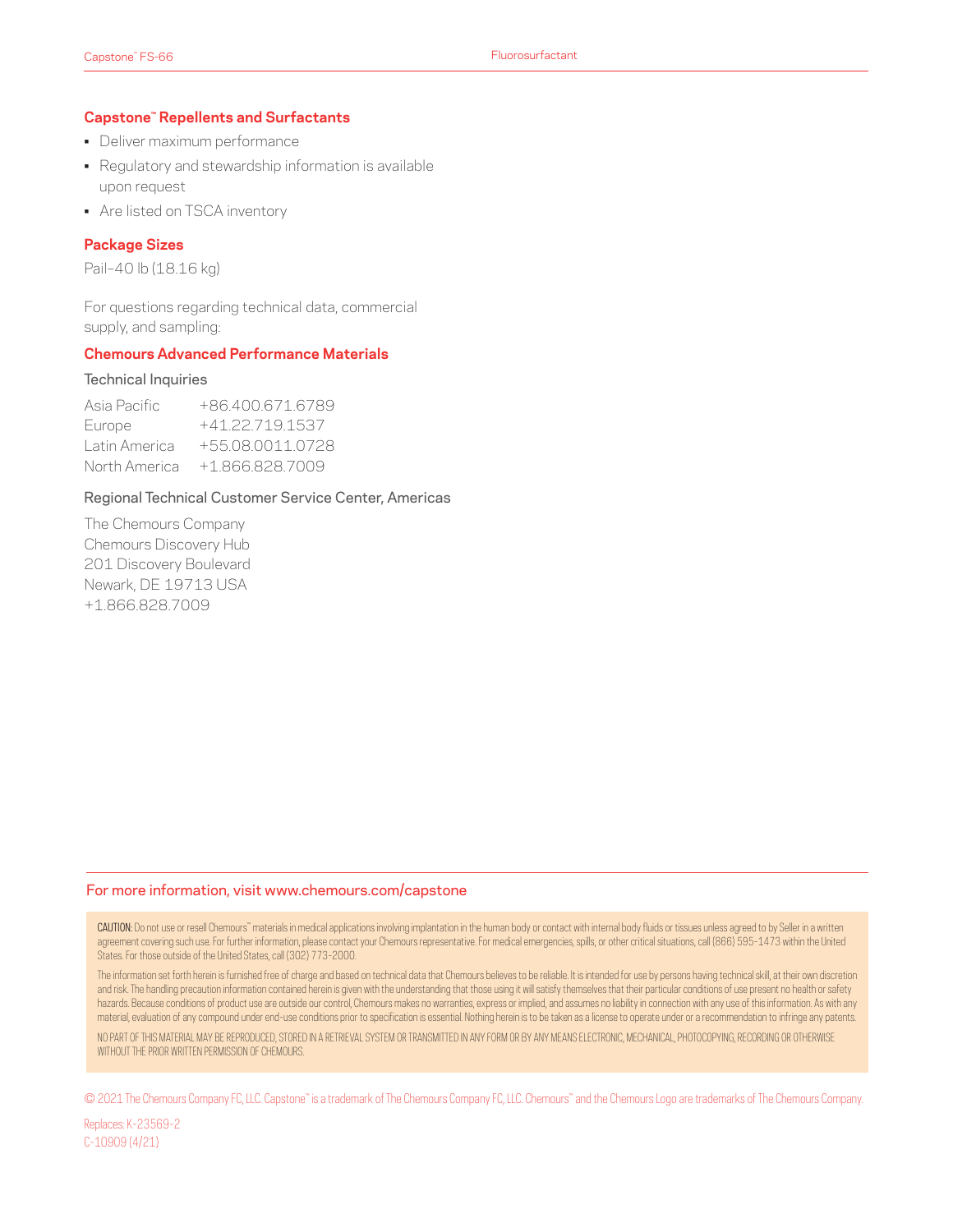## Capstone™ Repellents and Surfactants

- Deliver maximum performance
- Regulatory and stewardship information is available upon request
- Are listed on TSCA inventory

## Package Sizes

Pail–40 lb (18.16 kg)

For questions regarding technical data, commercial supply, and sampling:

## Chemours Advanced Performance Materials

Technical Inquiries

| | |
|---|---|
| Asia Pacific | +86.400.671.6789 |
| Europe | +41.22.719.1537 |
| Latin America | +55.08.0011.0728 |
| North America | +1.866.828.7009 |

Regional Technical Customer Service Center, Americas

The Chemours Company
Chemours Discovery Hub
201 Discovery Boulevard
Newark, DE 19713 USA
+1.866.828.7009

For more information, visit www.chemours.com/capstone

CAUTION: Do not use or resell Chemours™ materials in medical applications involving implantation in the human body or contact with internal body fluids or tissues unless agreed to by Seller in a written agreement covering such use. For further information, please contact your Chemours representative. For medical emergencies, spills, or other critical situations, call (866) 595-1473 within the United States. For those outside of the United States, call (302) 773-2000.

The information set forth herein is furnished free of charge and based on technical data that Chemours believes to be reliable. It is intended for use by persons having technical skill, at their own discretion and risk. The handling precaution information contained herein is given with the understanding that those using it will satisfy themselves that their particular conditions of use present no health or safety hazards. Because conditions of product use are outside our control, Chemours makes no warranties, express or implied, and assumes no liability in connection with any use of this information. As with any material, evaluation of any compound under end-use conditions prior to specification is essential. Nothing herein is to be taken as a license to operate under or a recommendation to infringe any patents.

NO PART OF THIS MATERIAL MAY BE REPRODUCED, STORED IN A RETRIEVAL SYSTEM OR TRANSMITTED IN ANY FORM OR BY ANY MEANS ELECTRONIC, MECHANICAL, PHOTOCOPYING, RECORDING OR OTHERWISE WITHOUT THE PRIOR WRITTEN PERMISSION OF CHEMOURS.

© 2021 The Chemours Company FC, LLC. Capstone™ is a trademark of The Chemours Company FC, LLC. Chemours™ and the Chemours Logo are trademarks of The Chemours Company.

Replaces: K-23569-2
C-10909 (4/21)